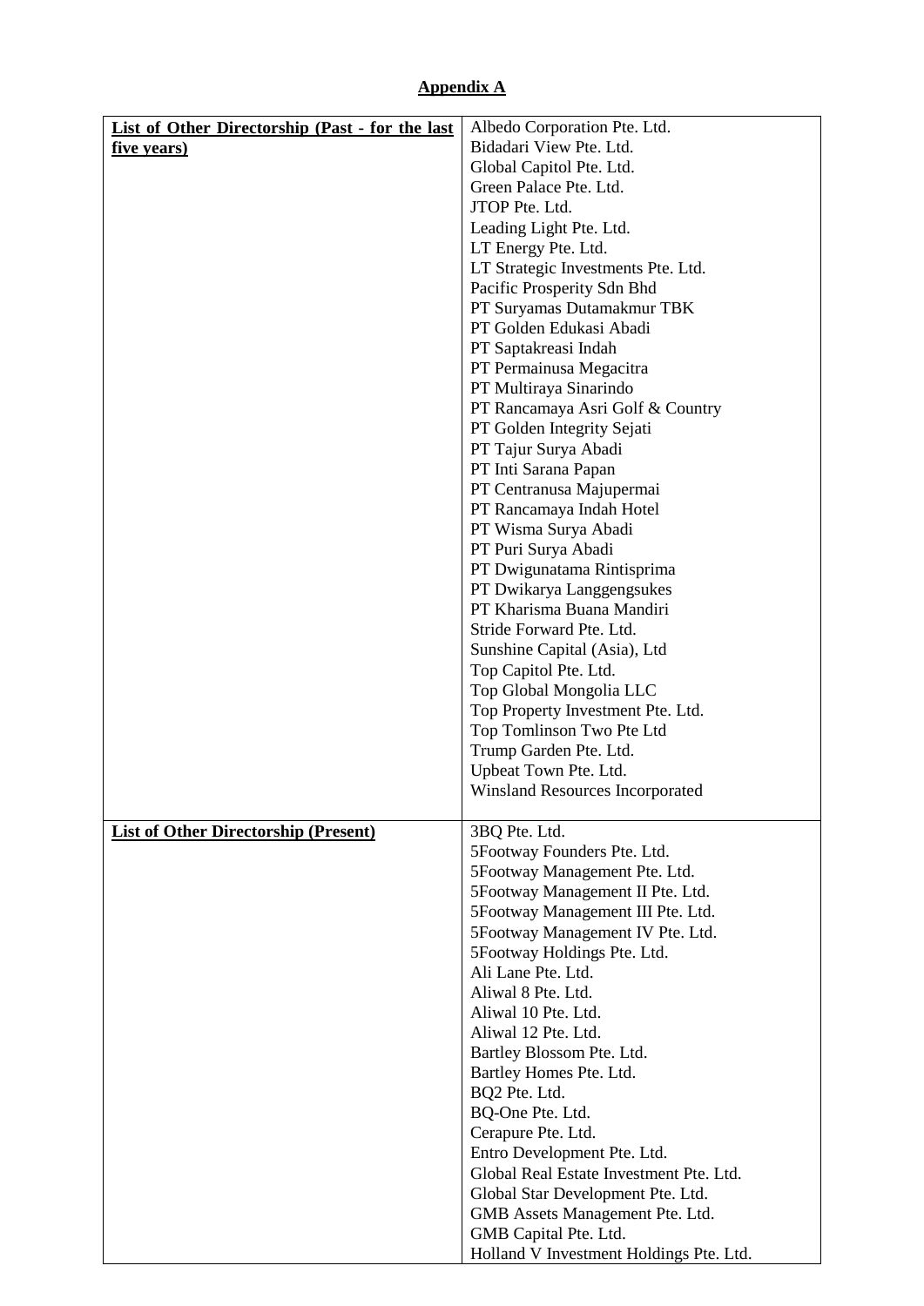**Appendix A**

| List of Other Directorship (Past - for the last five years) | Albedo Corporation Pte. Ltd.<br>Bidadari View Pte. Ltd.<br>Global Capitol Pte. Ltd.<br>Green Palace Pte. Ltd.<br>JTOP Pte. Ltd.<br>Leading Light Pte. Ltd.<br>LT Energy Pte. Ltd.<br>LT Strategic Investments Pte. Ltd.<br>Pacific Prosperity Sdn Bhd<br>PT Suryamas Dutamakmur TBK<br>PT Golden Edukasi Abadi<br>PT Saptakreasi Indah<br>PT Permainusa Megacitra<br>PT Multiraya Sinarindo<br>PT Rancamaya Asri Golf & Country<br>PT Golden Integrity Sejati<br>PT Tajur Surya Abadi<br>PT Inti Sarana Papan<br>PT Centranusa Majupermai<br>PT Rancamaya Indah Hotel<br>PT Wisma Surya Abadi<br>PT Puri Surya Abadi<br>PT Dwigunatama Rintisprima<br>PT Dwikarya Langgengsukes<br>PT Kharisma Buana Mandiri<br>Stride Forward Pte. Ltd.<br>Sunshine Capital (Asia), Ltd<br>Top Capitol Pte. Ltd.<br>Top Global Mongolia LLC<br>Top Property Investment Pte. Ltd.<br>Top Tomlinson Two Pte Ltd<br>Trump Garden Pte. Ltd.<br>Upbeat Town Pte. Ltd.<br>Winsland Resources Incorporated |
|---|---|
| **List of Other Directorship (Present)** | 3BQ Pte. Ltd.<br>5Footway Founders Pte. Ltd.<br>5Footway Management Pte. Ltd.<br>5Footway Management II Pte. Ltd.<br>5Footway Management III Pte. Ltd.<br>5Footway Management IV Pte. Ltd.<br>5Footway Holdings Pte. Ltd.<br>Ali Lane Pte. Ltd.<br>Aliwal 8 Pte. Ltd.<br>Aliwal 10 Pte. Ltd.<br>Aliwal 12 Pte. Ltd.<br>Bartley Blossom Pte. Ltd.<br>Bartley Homes Pte. Ltd.<br>BQ2 Pte. Ltd.<br>BQ-One Pte. Ltd.<br>Cerapure Pte. Ltd.<br>Entro Development Pte. Ltd.<br>Global Real Estate Investment Pte. Ltd.<br>Global Star Development Pte. Ltd.<br>GMB Assets Management Pte. Ltd.<br>GMB Capital Pte. Ltd.<br>Holland V Investment Holdings Pte. Ltd. |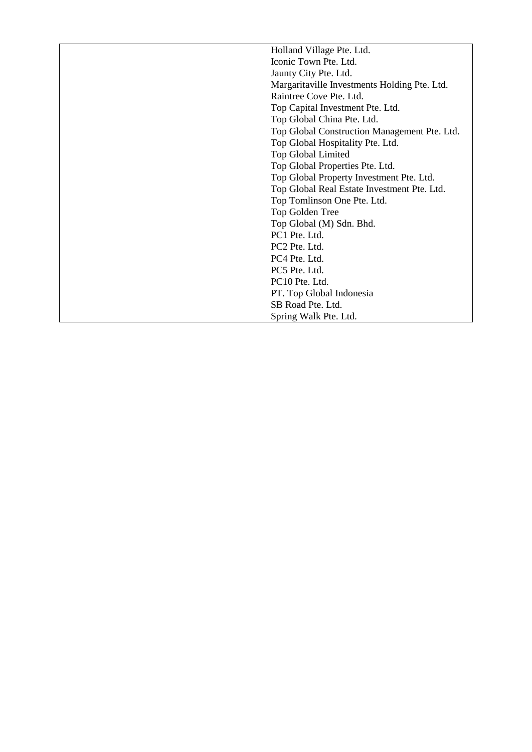| | |
|---|---|
| | Holland Village Pte. Ltd.<br>Iconic Town Pte. Ltd.<br>Jaunty City Pte. Ltd.<br>Margaritaville Investments Holding Pte. Ltd.<br>Raintree Cove Pte. Ltd.<br>Top Capital Investment Pte. Ltd.<br>Top Global China Pte. Ltd.<br>Top Global Construction Management Pte. Ltd.<br>Top Global Hospitality Pte. Ltd.<br>Top Global Limited<br>Top Global Properties Pte. Ltd.<br>Top Global Property Investment Pte. Ltd.<br>Top Global Real Estate Investment Pte. Ltd.<br>Top Tomlinson One Pte. Ltd.<br>Top Golden Tree<br>Top Global (M) Sdn. Bhd.<br>PC1 Pte. Ltd.<br>PC2 Pte. Ltd.<br>PC4 Pte. Ltd.<br>PC5 Pte. Ltd.<br>PC10 Pte. Ltd.<br>PT. Top Global Indonesia<br>SB Road Pte. Ltd.<br>Spring Walk Pte. Ltd. |